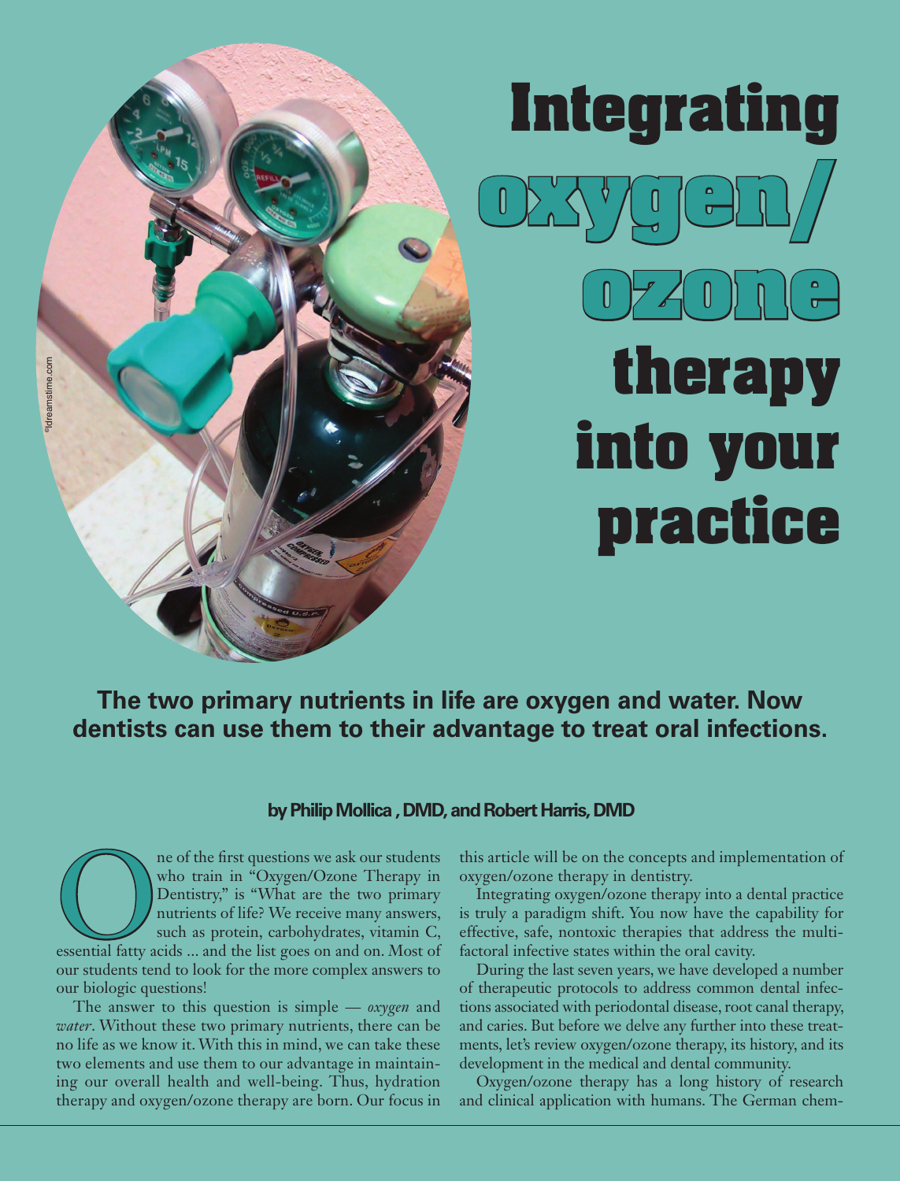# Integrating oxygen/ozone therapy into your practice

**The two primary nutrients in life are oxygen and water. Now dentists can use them to their advantage to treat oral infections.**

**by Philip Mollica , DMD, and Robert Harris, DMD**

One of the first questions we ask our students who train in "Oxygen/Ozone Therapy in Dentistry," is "What are the two primary nutrients of life? We receive many answers, such as protein, carbohydrates, vitamin C, essential fatty acids ... and the list goes on and on. Most of our students tend to look for the more complex answers to our biologic questions!

The answer to this question is simple — *oxygen* and *water*. Without these two primary nutrients, there can be no life as we know it. With this in mind, we can take these two elements and use them to our advantage in maintaining our overall health and well-being. Thus, hydration therapy and oxygen/ozone therapy are born. Our focus in this article will be on the concepts and implementation of oxygen/ozone therapy in dentistry.

Integrating oxygen/ozone therapy into a dental practice is truly a paradigm shift. You now have the capability for effective, safe, nontoxic therapies that address the multifactoral infective states within the oral cavity.

During the last seven years, we have developed a number of therapeutic protocols to address common dental infections associated with periodontal disease, root canal therapy, and caries. But before we delve any further into these treatments, let's review oxygen/ozone therapy, its history, and its development in the medical and dental community.

Oxygen/ozone therapy has a long history of research and clinical application with humans. The German chem-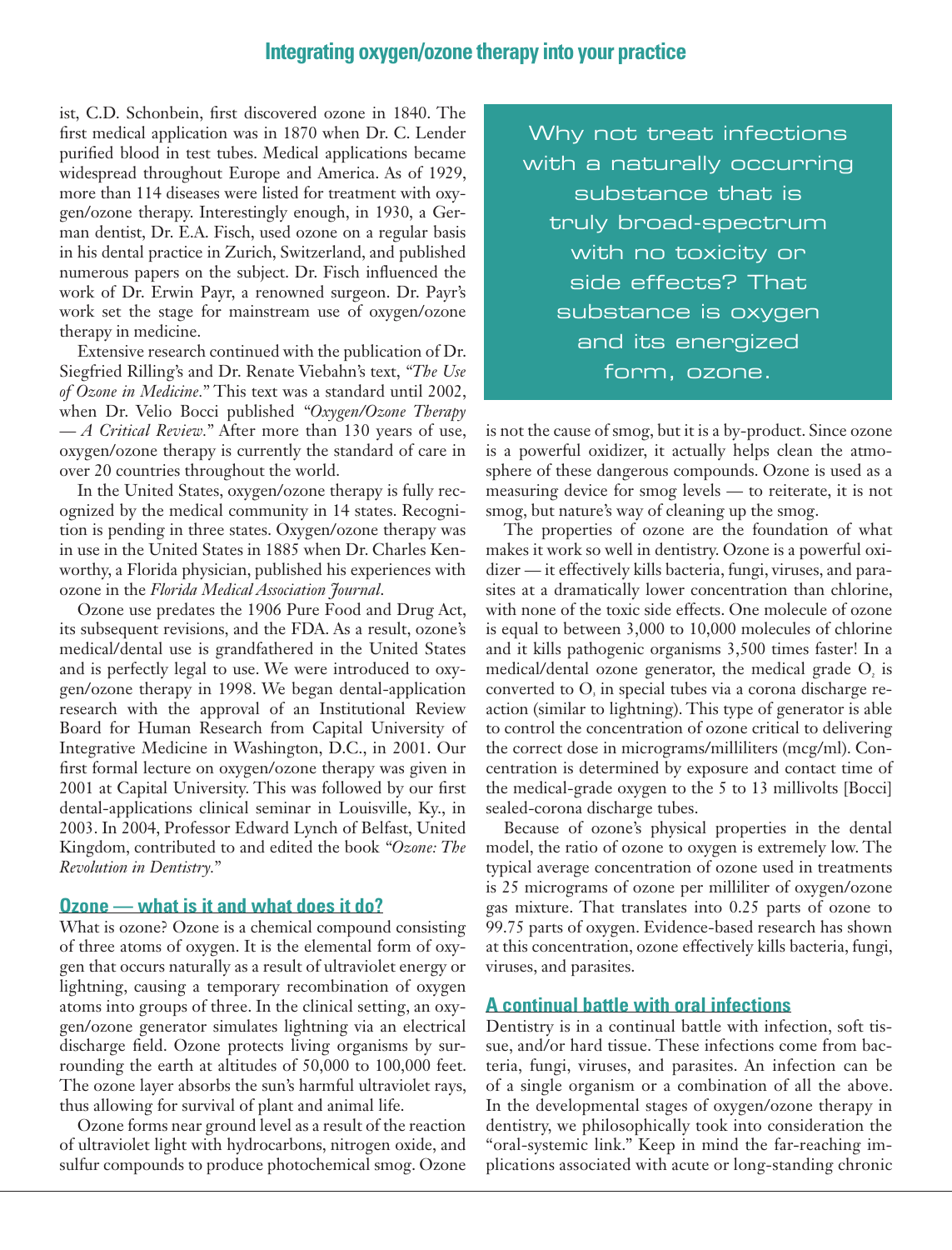ist, C.D. Schonbein, first discovered ozone in 1840. The first medical application was in 1870 when Dr. C. Lender purified blood in test tubes. Medical applications became widespread throughout Europe and America. As of 1929, more than 114 diseases were listed for treatment with oxygen/ozone therapy. Interestingly enough, in 1930, a German dentist, Dr. E.A. Fisch, used ozone on a regular basis in his dental practice in Zurich, Switzerland, and published numerous papers on the subject. Dr. Fisch influenced the work of Dr. Erwin Payr, a renowned surgeon. Dr. Payr's work set the stage for mainstream use of oxygen/ozone therapy in medicine.

Extensive research continued with the publication of Dr. Siegfried Rilling's and Dr. Renate Viebahn's text, *"The Use of Ozone in Medicine."* This text was a standard until 2002, when Dr. Velio Bocci published *"Oxygen/Ozone Therapy — A Critical Review."* After more than 130 years of use, oxygen/ozone therapy is currently the standard of care in over 20 countries throughout the world.

In the United States, oxygen/ozone therapy is fully recognized by the medical community in 14 states. Recognition is pending in three states. Oxygen/ozone therapy was in use in the United States in 1885 when Dr. Charles Kenworthy, a Florida physician, published his experiences with ozone in the *Florida Medical Association Journal*.

Ozone use predates the 1906 Pure Food and Drug Act, its subsequent revisions, and the FDA. As a result, ozone's medical/dental use is grandfathered in the United States and is perfectly legal to use. We were introduced to oxygen/ozone therapy in 1998. We began dental-application research with the approval of an Institutional Review Board for Human Research from Capital University of Integrative Medicine in Washington, D.C., in 2001. Our first formal lecture on oxygen/ozone therapy was given in 2001 at Capital University. This was followed by our first dental-applications clinical seminar in Louisville, Ky., in 2003. In 2004, Professor Edward Lynch of Belfast, United Kingdom, contributed to and edited the book *"Ozone: The Revolution in Dentistry."*

Why not treat infections with a naturally occurring substance that is truly broad-spectrum with no toxicity or side effects? That substance is oxygen and its energized form, ozone.

## Ozone — what is it and what does it do?

What is ozone? Ozone is a chemical compound consisting of three atoms of oxygen. It is the elemental form of oxygen that occurs naturally as a result of ultraviolet energy or lightning, causing a temporary recombination of oxygen atoms into groups of three. In the clinical setting, an oxygen/ozone generator simulates lightning via an electrical discharge field. Ozone protects living organisms by surrounding the earth at altitudes of 50,000 to 100,000 feet. The ozone layer absorbs the sun's harmful ultraviolet rays, thus allowing for survival of plant and animal life.

Ozone forms near ground level as a result of the reaction of ultraviolet light with hydrocarbons, nitrogen oxide, and sulfur compounds to produce photochemical smog. Ozone is not the cause of smog, but it is a by-product. Since ozone is a powerful oxidizer, it actually helps clean the atmosphere of these dangerous compounds. Ozone is used as a measuring device for smog levels — to reiterate, it is not smog, but nature's way of cleaning up the smog.

The properties of ozone are the foundation of what makes it work so well in dentistry. Ozone is a powerful oxidizer — it effectively kills bacteria, fungi, viruses, and parasites at a dramatically lower concentration than chlorine, with none of the toxic side effects. One molecule of ozone is equal to between 3,000 to 10,000 molecules of chlorine and it kills pathogenic organisms 3,500 times faster! In a medical/dental ozone generator, the medical grade $O_2$ is converted to $O_3$ in special tubes via a corona discharge reaction (similar to lightning). This type of generator is able to control the concentration of ozone critical to delivering the correct dose in micrograms/milliliters (mcg/ml). Concentration is determined by exposure and contact time of the medical-grade oxygen to the 5 to 13 millivolts [Bocci] sealed-corona discharge tubes.

Because of ozone's physical properties in the dental model, the ratio of ozone to oxygen is extremely low. The typical average concentration of ozone used in treatments is 25 micrograms of ozone per milliliter of oxygen/ozone gas mixture. That translates into 0.25 parts of ozone to 99.75 parts of oxygen. Evidence-based research has shown at this concentration, ozone effectively kills bacteria, fungi, viruses, and parasites.

## A continual battle with oral infections

Dentistry is in a continual battle with infection, soft tissue, and/or hard tissue. These infections come from bacteria, fungi, viruses, and parasites. An infection can be of a single organism or a combination of all the above. In the developmental stages of oxygen/ozone therapy in dentistry, we philosophically took into consideration the "oral-systemic link." Keep in mind the far-reaching implications associated with acute or long-standing chronic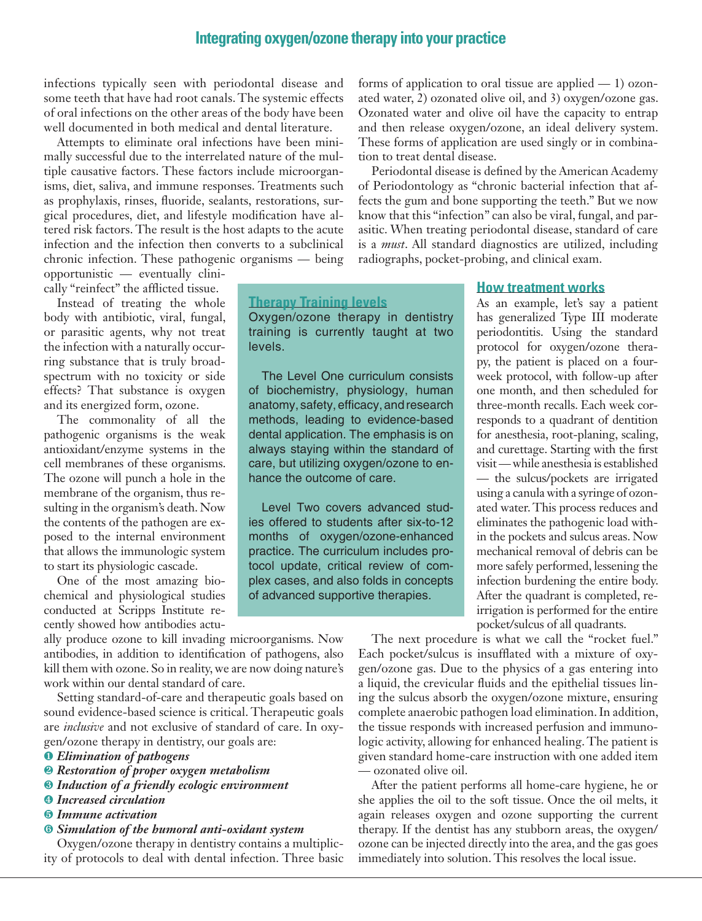infections typically seen with periodontal disease and some teeth that have had root canals. The systemic effects of oral infections on the other areas of the body have been well documented in both medical and dental literature.

Attempts to eliminate oral infections have been minimally successful due to the interrelated nature of the multiple causative factors. These factors include microorganisms, diet, saliva, and immune responses. Treatments such as prophylaxis, rinses, fluoride, sealants, restorations, surgical procedures, diet, and lifestyle modification have altered risk factors. The result is the host adapts to the acute infection and the infection then converts to a subclinical chronic infection. These pathogenic organisms — being opportunistic — eventually clinically "reinfect" the afflicted tissue.

Instead of treating the whole body with antibiotic, viral, fungal, or parasitic agents, why not treat the infection with a naturally occurring substance that is truly broad-spectrum with no toxicity or side effects? That substance is oxygen and its energized form, ozone.

The commonality of all the pathogenic organisms is the weak antioxidant/enzyme systems in the cell membranes of these organisms. The ozone will punch a hole in the membrane of the organism, thus resulting in the organism's death. Now the contents of the pathogen are exposed to the internal environment that allows the immunologic system to start its physiologic cascade.

One of the most amazing biochemical and physiological studies conducted at Scripps Institute recently showed how antibodies actually produce ozone to kill invading microorganisms. Now antibodies, in addition to identification of pathogens, also kill them with ozone. So in reality, we are now doing nature's work within our dental standard of care.

Setting standard-of-care and therapeutic goals based on sound evidence-based science is critical. Therapeutic goals are *inclusive* and not exclusive of standard of care. In oxygen/ozone therapy in dentistry, our goals are:

1. ***Elimination of pathogens***
2. ***Restoration of proper oxygen metabolism***
3. ***Induction of a friendly ecologic environment***
4. ***Increased circulation***
5. ***Immune activation***
6. ***Simulation of the humoral anti-oxidant system***

Oxygen/ozone therapy in dentistry contains a multiplicity of protocols to deal with dental infection. Three basic forms of application to oral tissue are applied — 1) ozonated water, 2) ozonated olive oil, and 3) oxygen/ozone gas. Ozonated water and olive oil have the capacity to entrap and then release oxygen/ozone, an ideal delivery system. These forms of application are used singly or in combination to treat dental disease.

Periodontal disease is defined by the American Academy of Periodontology as "chronic bacterial infection that affects the gum and bone supporting the teeth." But we now know that this "infection" can also be viral, fungal, and parasitic. When treating periodontal disease, standard of care is a *must*. All standard diagnostics are utilized, including radiographs, pocket-probing, and clinical exam.

### Therapy Training levels

Oxygen/ozone therapy in dentistry training is currently taught at two levels.

The Level One curriculum consists of biochemistry, physiology, human anatomy, safety, efficacy, and research methods, leading to evidence-based dental application. The emphasis is on always staying within the standard of care, but utilizing oxygen/ozone to enhance the outcome of care.

Level Two covers advanced studies offered to students after six-to-12 months of oxygen/ozone-enhanced practice. The curriculum includes protocol update, critical review of complex cases, and also folds in concepts of advanced supportive therapies.

### How treatment works

As an example, let's say a patient has generalized Type III moderate periodontitis. Using the standard protocol for oxygen/ozone therapy, the patient is placed on a four-week protocol, with follow-up after one month, and then scheduled for three-month recalls. Each week corresponds to a quadrant of dentition for anesthesia, root-planing, scaling, and curettage. Starting with the first visit — while anesthesia is established — the sulcus/pockets are irrigated using a canula with a syringe of ozonated water. This process reduces and eliminates the pathogenic load within the pockets and sulcus areas. Now mechanical removal of debris can be more safely performed, lessening the infection burdening the entire body. After the quadrant is completed, re-irrigation is performed for the entire pocket/sulcus of all quadrants.

The next procedure is what we call the "rocket fuel." Each pocket/sulcus is insufflated with a mixture of oxygen/ozone gas. Due to the physics of a gas entering into a liquid, the crevicular fluids and the epithelial tissues lining the sulcus absorb the oxygen/ozone mixture, ensuring complete anaerobic pathogen load elimination. In addition, the tissue responds with increased perfusion and immunologic activity, allowing for enhanced healing. The patient is given standard home-care instruction with one added item — ozonated olive oil.

After the patient performs all home-care hygiene, he or she applies the oil to the soft tissue. Once the oil melts, it again releases oxygen and ozone supporting the current therapy. If the dentist has any stubborn areas, the oxygen/ozone can be injected directly into the area, and the gas goes immediately into solution. This resolves the local issue.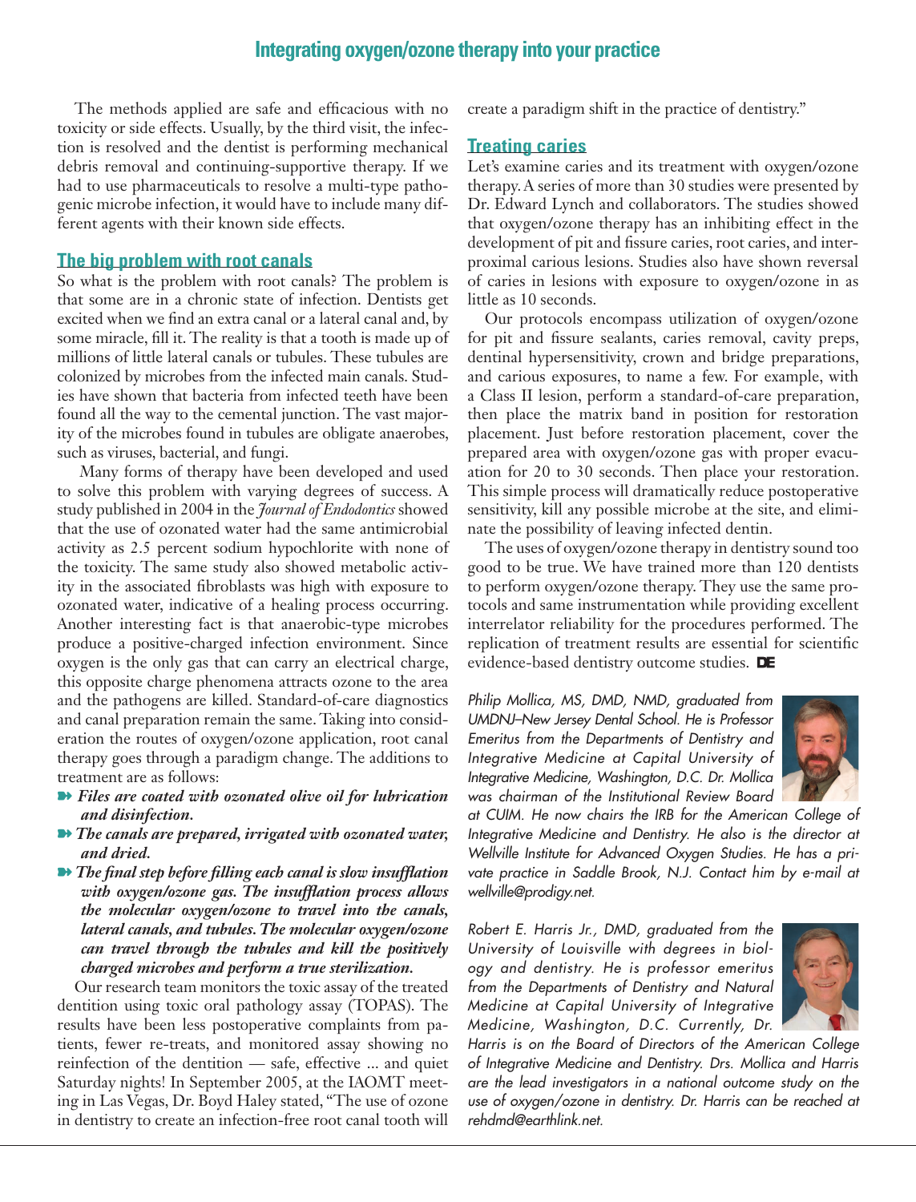The methods applied are safe and efficacious with no toxicity or side effects. Usually, by the third visit, the infection is resolved and the dentist is performing mechanical debris removal and continuing-supportive therapy. If we had to use pharmaceuticals to resolve a multi-type pathogenic microbe infection, it would have to include many different agents with their known side effects.

## The big problem with root canals

So what is the problem with root canals? The problem is that some are in a chronic state of infection. Dentists get excited when we find an extra canal or a lateral canal and, by some miracle, fill it. The reality is that a tooth is made up of millions of little lateral canals or tubules. These tubules are colonized by microbes from the infected main canals. Studies have shown that bacteria from infected teeth have been found all the way to the cemental junction. The vast majority of the microbes found in tubules are obligate anaerobes, such as viruses, bacterial, and fungi.

Many forms of therapy have been developed and used to solve this problem with varying degrees of success. A study published in 2004 in the *Journal of Endodontics* showed that the use of ozonated water had the same antimicrobial activity as 2.5 percent sodium hypochlorite with none of the toxicity. The same study also showed metabolic activity in the associated fibroblasts was high with exposure to ozonated water, indicative of a healing process occurring. Another interesting fact is that anaerobic-type microbes produce a positive-charged infection environment. Since oxygen is the only gas that can carry an electrical charge, this opposite charge phenomena attracts ozone to the area and the pathogens are killed. Standard-of-care diagnostics and canal preparation remain the same. Taking into consideration the routes of oxygen/ozone application, root canal therapy goes through a paradigm change. The additions to treatment are as follows:

- ***Files are coated with ozonated olive oil for lubrication and disinfection.***
- ***The canals are prepared, irrigated with ozonated water, and dried.***
- ***The final step before filling each canal is slow insufflation with oxygen/ozone gas. The insufflation process allows the molecular oxygen/ozone to travel into the canals, lateral canals, and tubules. The molecular oxygen/ozone can travel through the tubules and kill the positively charged microbes and perform a true sterilization.***

Our research team monitors the toxic assay of the treated dentition using toxic oral pathology assay (TOPAS). The results have been less postoperative complaints from patients, fewer re-treats, and monitored assay showing no reinfection of the dentition — safe, effective ... and quiet Saturday nights! In September 2005, at the IAOMT meeting in Las Vegas, Dr. Boyd Haley stated, "The use of ozone in dentistry to create an infection-free root canal tooth will create a paradigm shift in the practice of dentistry."

## Treating caries

Let's examine caries and its treatment with oxygen/ozone therapy. A series of more than 30 studies were presented by Dr. Edward Lynch and collaborators. The studies showed that oxygen/ozone therapy has an inhibiting effect in the development of pit and fissure caries, root caries, and interproximal carious lesions. Studies also have shown reversal of caries in lesions with exposure to oxygen/ozone in as little as 10 seconds.

Our protocols encompass utilization of oxygen/ozone for pit and fissure sealants, caries removal, cavity preps, dentinal hypersensitivity, crown and bridge preparations, and carious exposures, to name a few. For example, with a Class II lesion, perform a standard-of-care preparation, then place the matrix band in position for restoration placement. Just before restoration placement, cover the prepared area with oxygen/ozone gas with proper evacuation for 20 to 30 seconds. Then place your restoration. This simple process will dramatically reduce postoperative sensitivity, kill any possible microbe at the site, and eliminate the possibility of leaving infected dentin.

The uses of oxygen/ozone therapy in dentistry sound too good to be true. We have trained more than 120 dentists to perform oxygen/ozone therapy. They use the same protocols and same instrumentation while providing excellent interrelator reliability for the procedures performed. The replication of treatment results are essential for scientific evidence-based dentistry outcome studies. **DE**

*Philip Mollica, MS, DMD, NMD, graduated from UMDNJ–New Jersey Dental School. He is Professor Emeritus from the Departments of Dentistry and Integrative Medicine at Capital University of Integrative Medicine, Washington, D.C. Dr. Mollica was chairman of the Institutional Review Board at CUIM. He now chairs the IRB for the American College of Integrative Medicine and Dentistry. He also is the director at Wellville Institute for Advanced Oxygen Studies. He has a private practice in Saddle Brook, N.J. Contact him by e-mail at wellville@prodigy.net.*

*Robert E. Harris Jr., DMD, graduated from the University of Louisville with degrees in biology and dentistry. He is professor emeritus from the Departments of Dentistry and Natural Medicine at Capital University of Integrative Medicine, Washington, D.C. Currently, Dr. Harris is on the Board of Directors of the American College of Integrative Medicine and Dentistry. Drs. Mollica and Harris are the lead investigators in a national outcome study on the use of oxygen/ozone in dentistry. Dr. Harris can be reached at rehdmd@earthlink.net.*